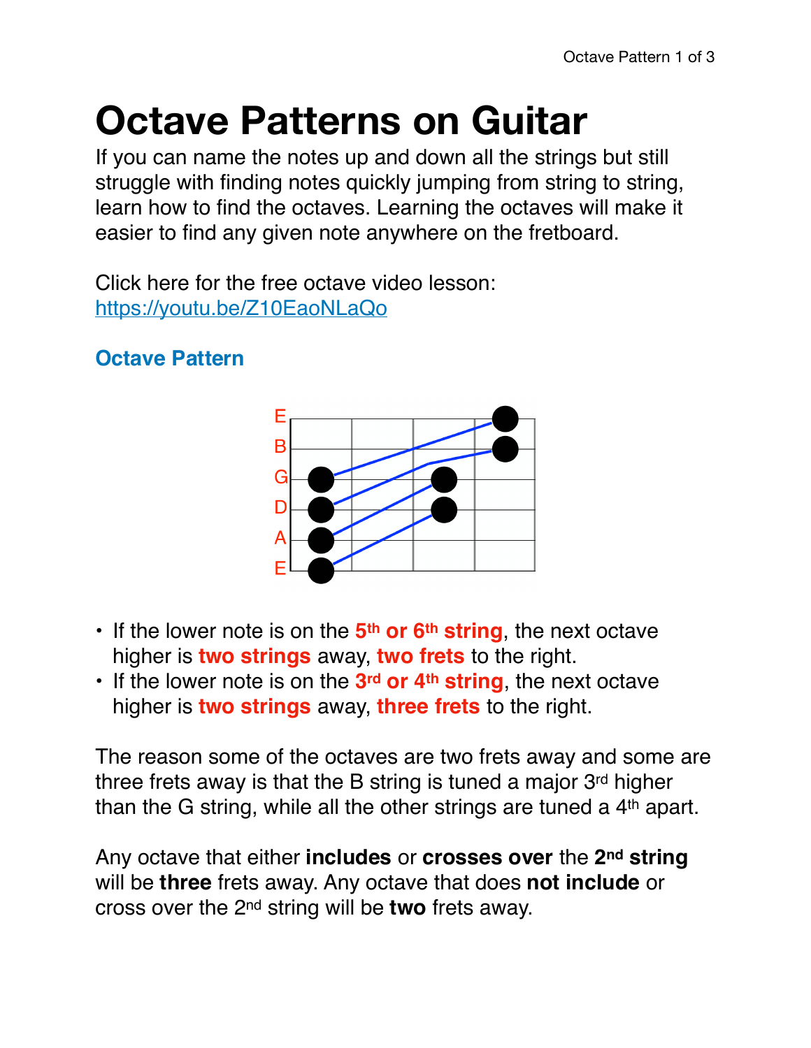# Octave Patterns on Guitar

If you can name the notes up and down all the strings but still struggle with finding notes quickly jumping from string to string, learn how to find the octaves. Learning the octaves will make it easier to find any given note anywhere on the fretboard.

Click here for the free octave video lesson: https://youtu.be/Z10EaoNLaQo

### Octave Pattern

- If the lower note is on the **5th or 6th string**, the next octave higher is **two strings** away, **two frets** to the right.
- If the lower note is on the **3rd or 4th string**, the next octave higher is **two strings** away, **three frets** to the right.

The reason some of the octaves are two frets away and some are three frets away is that the B string is tuned a major 3rd higher than the G string, while all the other strings are tuned a 4th apart.

Any octave that either **includes** or **crosses over** the **2nd string** will be **three** frets away. Any octave that does **not include** or cross over the 2nd string will be **two** frets away.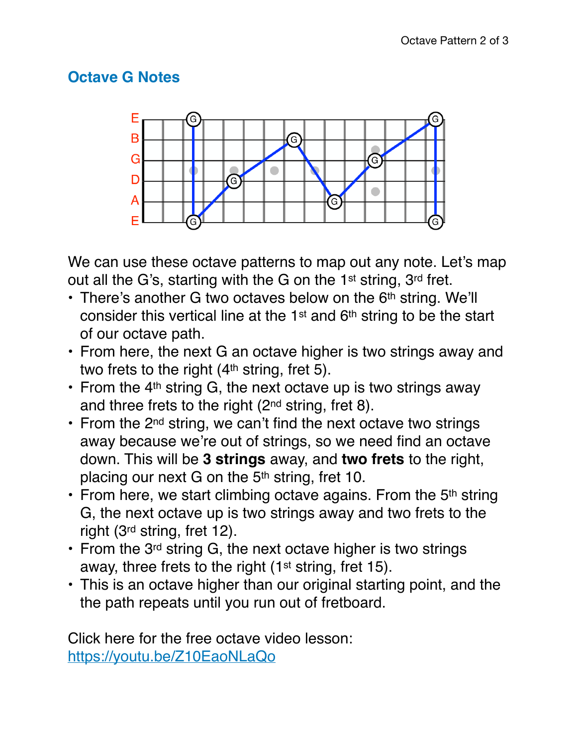## Octave G Notes

We can use these octave patterns to map out any note. Let's map out all the G's, starting with the G on the 1st string, 3rd fret.

- There's another G two octaves below on the 6th string. We'll consider this vertical line at the 1st and 6th string to be the start of our octave path.
- From here, the next G an octave higher is two strings away and two frets to the right (4th string, fret 5).
- From the 4th string G, the next octave up is two strings away and three frets to the right (2nd string, fret 8).
- From the 2nd string, we can't find the next octave two strings away because we're out of strings, so we need find an octave down. This will be **3 strings** away, and **two frets** to the right, placing our next G on the 5th string, fret 10.
- From here, we start climbing octave agains. From the 5th string G, the next octave up is two strings away and two frets to the right (3rd string, fret 12).
- From the 3rd string G, the next octave higher is two strings away, three frets to the right (1st string, fret 15).
- This is an octave higher than our original starting point, and the the path repeats until you run out of fretboard.

Click here for the free octave video lesson: https://youtu.be/Z10EaoNLaQo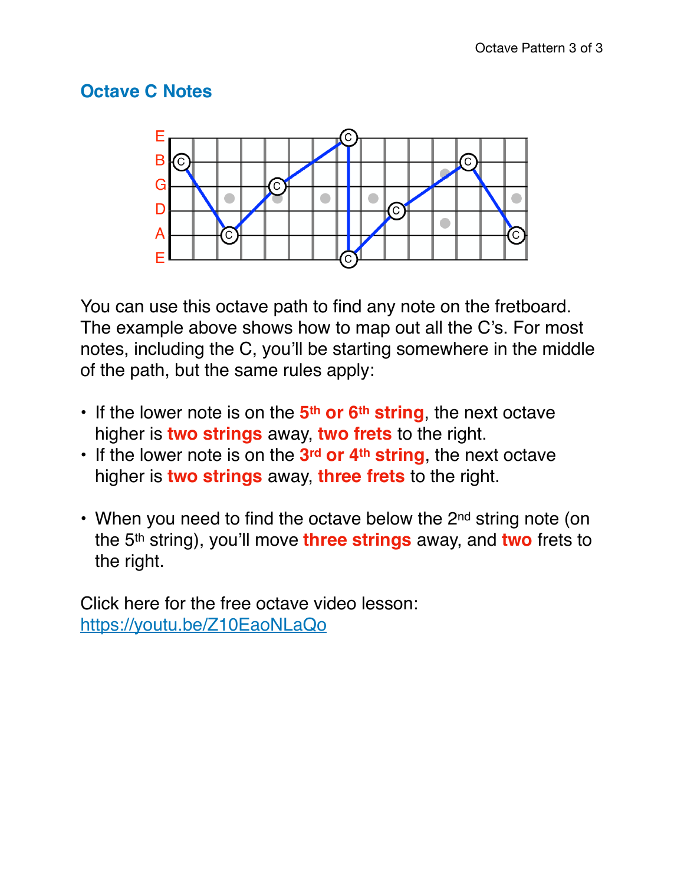## Octave C Notes

E
B
G
D
A
E

You can use this octave path to find any note on the fretboard. The example above shows how to map out all the C's. For most notes, including the C, you'll be starting somewhere in the middle of the path, but the same rules apply:

- If the lower note is on the **5th or 6th string**, the next octave higher is **two strings** away, **two frets** to the right.
- If the lower note is on the **3rd or 4th string**, the next octave higher is **two strings** away, **three frets** to the right.

- When you need to find the octave below the 2nd string note (on the 5th string), you'll move **three strings** away, and **two** frets to the right.

Click here for the free octave video lesson:
https://youtu.be/Z10EaoNLaQo